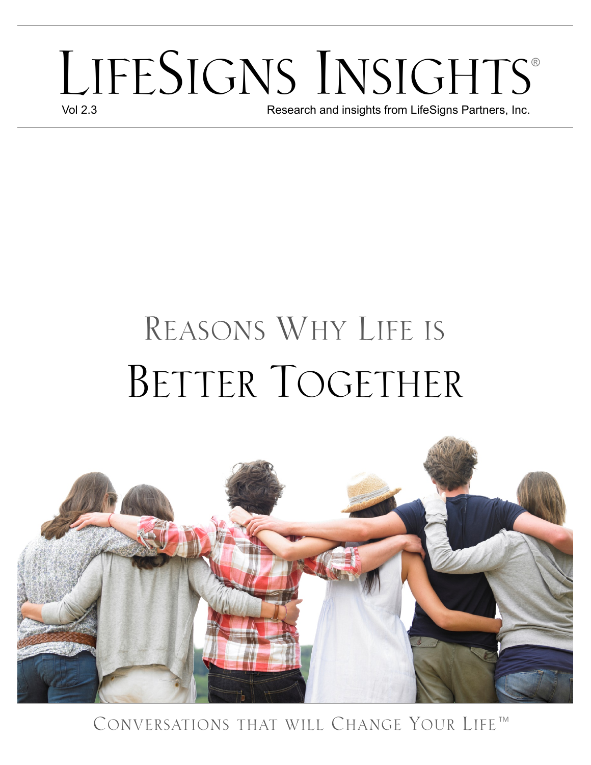# LifeSigns Insights®

Vol 2.3

Research and insights from LifeSigns Partners, Inc.

## Reasons Why Life is
# Better Together

Conversations that will Change Your Life™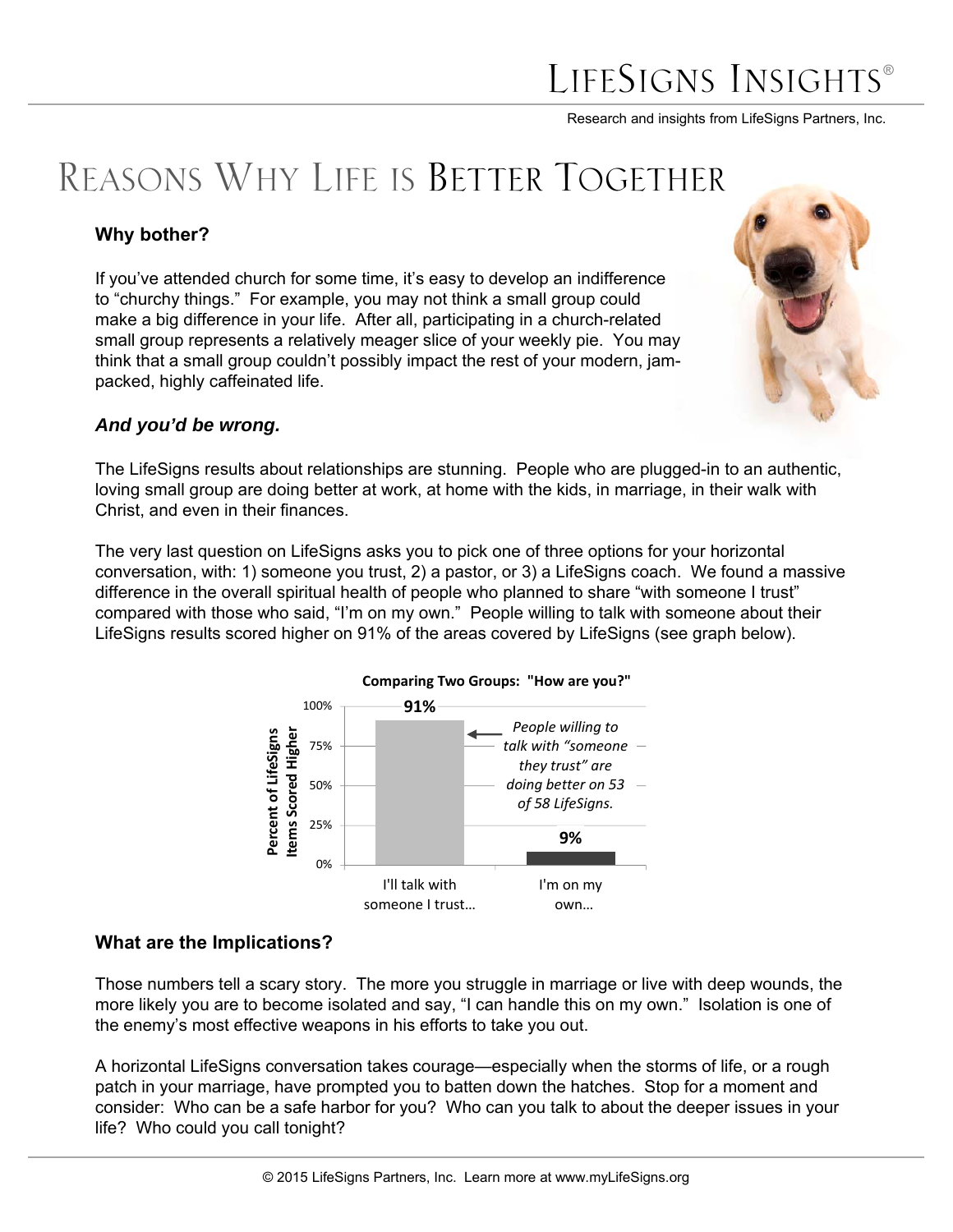# Reasons Why Life is Better Together

### Why bother?

If you've attended church for some time, it's easy to develop an indifference to "churchy things." For example, you may not think a small group could make a big difference in your life. After all, participating in a church-related small group represents a relatively meager slice of your weekly pie. You may think that a small group couldn't possibly impact the rest of your modern, jam-packed, highly caffeinated life.

### *And you'd be wrong.*

The LifeSigns results about relationships are stunning. People who are plugged-in to an authentic, loving small group are doing better at work, at home with the kids, in marriage, in their walk with Christ, and even in their finances.

The very last question on LifeSigns asks you to pick one of three options for your horizontal conversation, with: 1) someone you trust, 2) a pastor, or 3) a LifeSigns coach. We found a massive difference in the overall spiritual health of people who planned to share "with someone I trust" compared with those who said, "I'm on my own." People willing to talk with someone about their LifeSigns results scored higher on 91% of the areas covered by LifeSigns (see graph below).

**Comparing Two Groups: "How are you?"**

| Group | Percent of LifeSigns Items Scored Higher |
| --- | --- |
| I'll talk with someone I trust… | 91% |
| I'm on my own… | 9% |

*People willing to talk with "someone they trust" are doing better on 53 of 58 LifeSigns.*

### What are the Implications?

Those numbers tell a scary story. The more you struggle in marriage or live with deep wounds, the more likely you are to become isolated and say, "I can handle this on my own." Isolation is one of the enemy's most effective weapons in his efforts to take you out.

A horizontal LifeSigns conversation takes courage—especially when the storms of life, or a rough patch in your marriage, have prompted you to batten down the hatches. Stop for a moment and consider: Who can be a safe harbor for you? Who can you talk to about the deeper issues in your life? Who could you call tonight?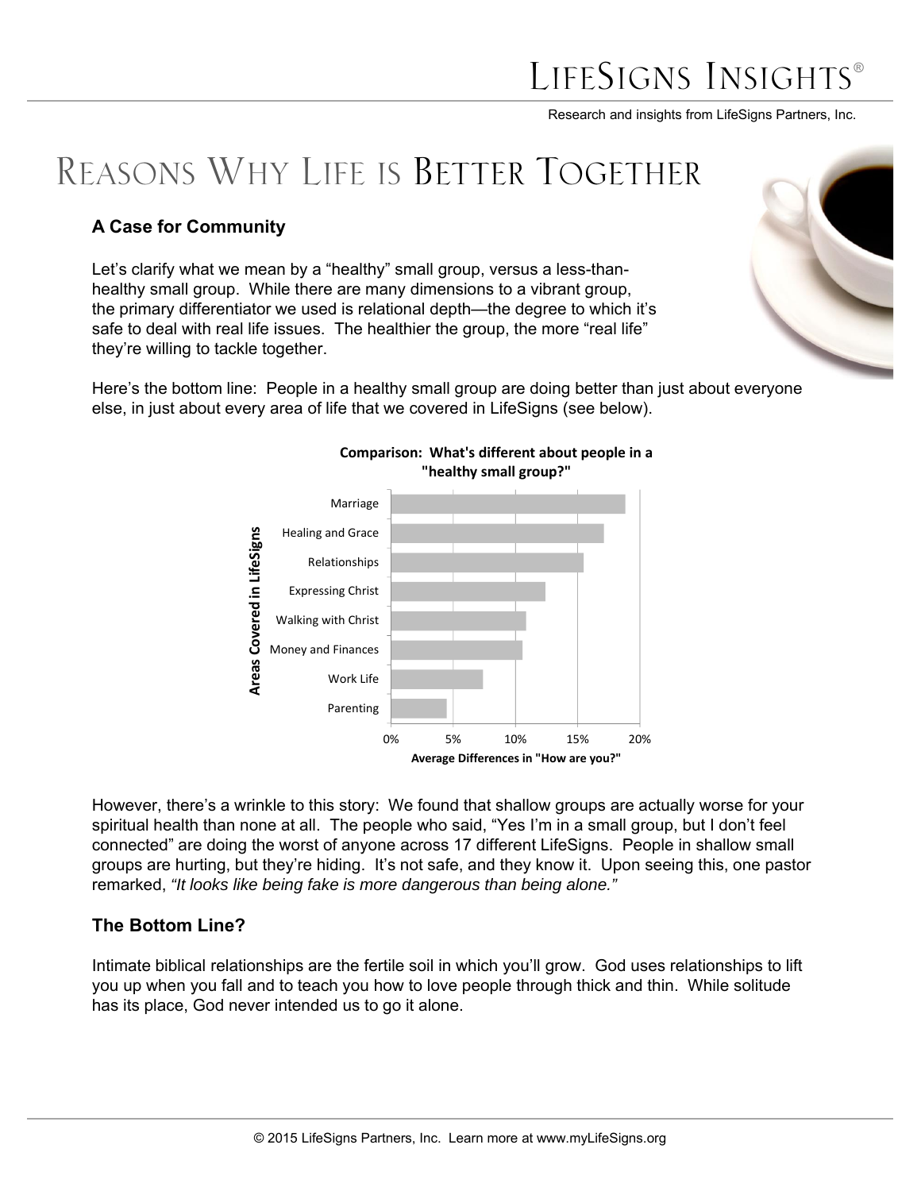# Reasons Why Life is Better Together

### A Case for Community

Let's clarify what we mean by a "healthy" small group, versus a less-than-healthy small group. While there are many dimensions to a vibrant group, the primary differentiator we used is relational depth—the degree to which it's safe to deal with real life issues. The healthier the group, the more "real life" they're willing to tackle together.

Here's the bottom line: People in a healthy small group are doing better than just about everyone else, in just about every area of life that we covered in LifeSigns (see below).

**Comparison: What's different about people in a "healthy small group?"**

Areas Covered in LifeSigns

Marriage

Healing and Grace

Relationships

Expressing Christ

Walking with Christ

Money and Finances

Work Life

Parenting

0%
5%
10%
15%
20%

Average Differences in "How are you?"

However, there's a wrinkle to this story: We found that shallow groups are actually worse for your spiritual health than none at all. The people who said, "Yes I'm in a small group, but I don't feel connected" are doing the worst of anyone across 17 different LifeSigns. People in shallow small groups are hurting, but they're hiding. It's not safe, and they know it. Upon seeing this, one pastor remarked, *"It looks like being fake is more dangerous than being alone."*

### The Bottom Line?

Intimate biblical relationships are the fertile soil in which you'll grow. God uses relationships to lift you up when you fall and to teach you how to love people through thick and thin. While solitude has its place, God never intended us to go it alone.